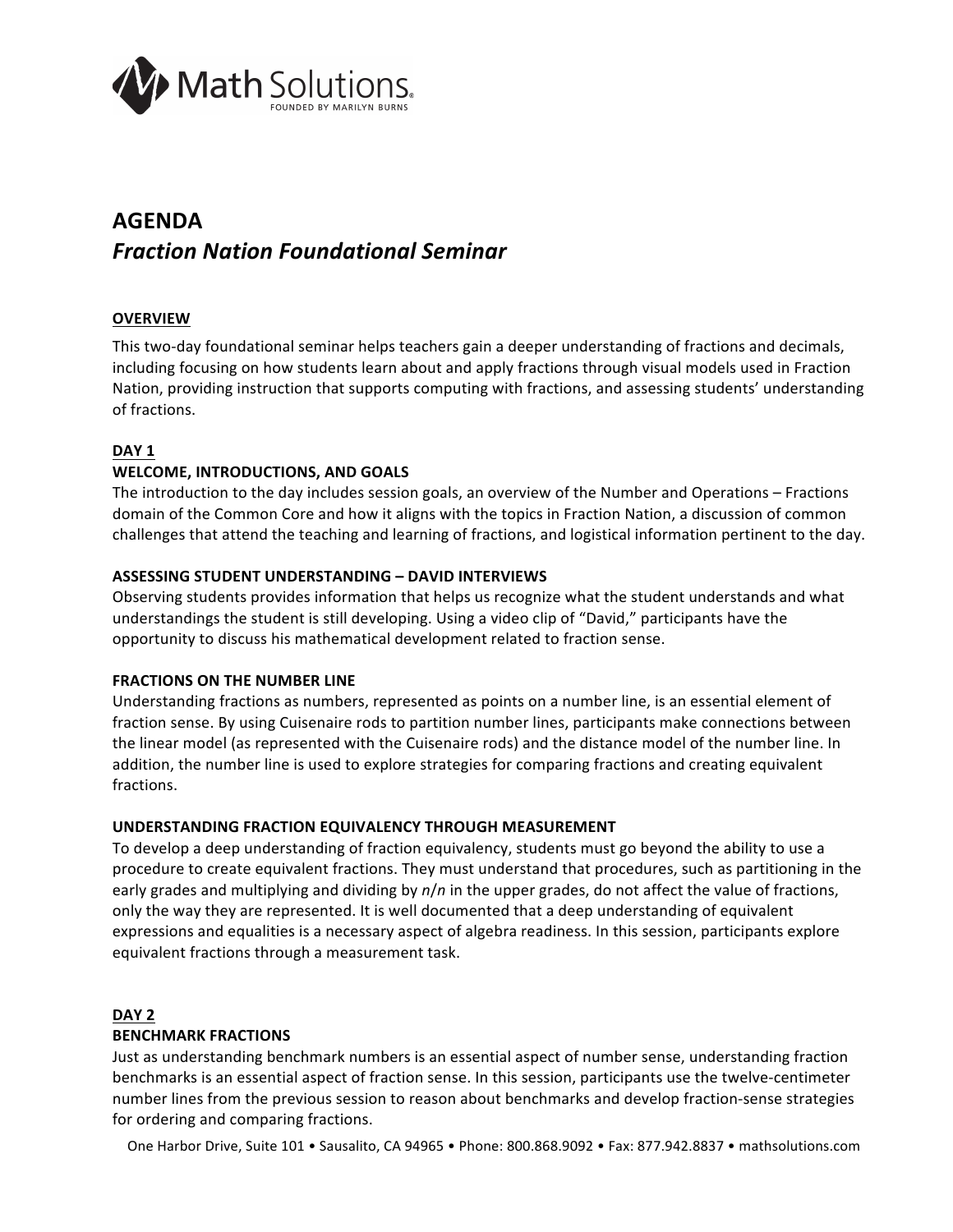# AGENDA

## *Fraction Nation Foundational Seminar*

### OVERVIEW

This two-day foundational seminar helps teachers gain a deeper understanding of fractions and decimals, including focusing on how students learn about and apply fractions through visual models used in Fraction Nation, providing instruction that supports computing with fractions, and assessing students' understanding of fractions.

### DAY 1

**WELCOME, INTRODUCTIONS, AND GOALS**

The introduction to the day includes session goals, an overview of the Number and Operations – Fractions domain of the Common Core and how it aligns with the topics in Fraction Nation, a discussion of common challenges that attend the teaching and learning of fractions, and logistical information pertinent to the day.

**ASSESSING STUDENT UNDERSTANDING – DAVID INTERVIEWS**

Observing students provides information that helps us recognize what the student understands and what understandings the student is still developing. Using a video clip of "David," participants have the opportunity to discuss his mathematical development related to fraction sense.

**FRACTIONS ON THE NUMBER LINE**

Understanding fractions as numbers, represented as points on a number line, is an essential element of fraction sense. By using Cuisenaire rods to partition number lines, participants make connections between the linear model (as represented with the Cuisenaire rods) and the distance model of the number line. In addition, the number line is used to explore strategies for comparing fractions and creating equivalent fractions.

**UNDERSTANDING FRACTION EQUIVALENCY THROUGH MEASUREMENT**

To develop a deep understanding of fraction equivalency, students must go beyond the ability to use a procedure to create equivalent fractions. They must understand that procedures, such as partitioning in the early grades and multiplying and dividing by $n/n$ in the upper grades, do not affect the value of fractions, only the way they are represented. It is well documented that a deep understanding of equivalent expressions and equalities is a necessary aspect of algebra readiness. In this session, participants explore equivalent fractions through a measurement task.

### DAY 2

**BENCHMARK FRACTIONS**

Just as understanding benchmark numbers is an essential aspect of number sense, understanding fraction benchmarks is an essential aspect of fraction sense. In this session, participants use the twelve-centimeter number lines from the previous session to reason about benchmarks and develop fraction-sense strategies for ordering and comparing fractions.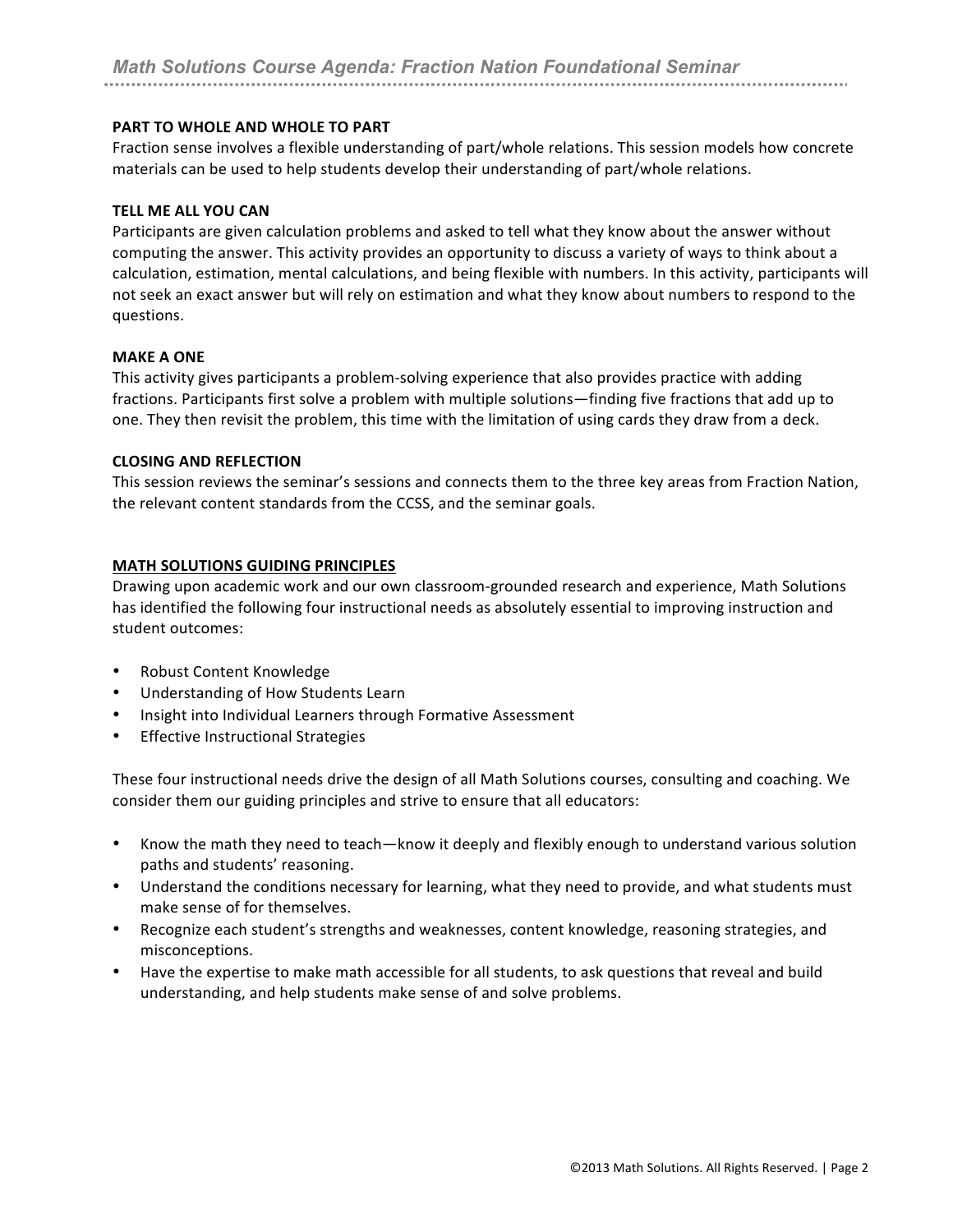**PART TO WHOLE AND WHOLE TO PART**
Fraction sense involves a flexible understanding of part/whole relations. This session models how concrete materials can be used to help students develop their understanding of part/whole relations.

**TELL ME ALL YOU CAN**
Participants are given calculation problems and asked to tell what they know about the answer without computing the answer. This activity provides an opportunity to discuss a variety of ways to think about a calculation, estimation, mental calculations, and being flexible with numbers. In this activity, participants will not seek an exact answer but will rely on estimation and what they know about numbers to respond to the questions.

**MAKE A ONE**
This activity gives participants a problem-solving experience that also provides practice with adding fractions. Participants first solve a problem with multiple solutions—finding five fractions that add up to one. They then revisit the problem, this time with the limitation of using cards they draw from a deck.

**CLOSING AND REFLECTION**
This session reviews the seminar's sessions and connects them to the three key areas from Fraction Nation, the relevant content standards from the CCSS, and the seminar goals.

**MATH SOLUTIONS GUIDING PRINCIPLES**
Drawing upon academic work and our own classroom-grounded research and experience, Math Solutions has identified the following four instructional needs as absolutely essential to improving instruction and student outcomes:

- Robust Content Knowledge
- Understanding of How Students Learn
- Insight into Individual Learners through Formative Assessment
- Effective Instructional Strategies

These four instructional needs drive the design of all Math Solutions courses, consulting and coaching. We consider them our guiding principles and strive to ensure that all educators:

- Know the math they need to teach—know it deeply and flexibly enough to understand various solution paths and students' reasoning.
- Understand the conditions necessary for learning, what they need to provide, and what students must make sense of for themselves.
- Recognize each student's strengths and weaknesses, content knowledge, reasoning strategies, and misconceptions.
- Have the expertise to make math accessible for all students, to ask questions that reveal and build understanding, and help students make sense of and solve problems.

©2013 Math Solutions. All Rights Reserved.